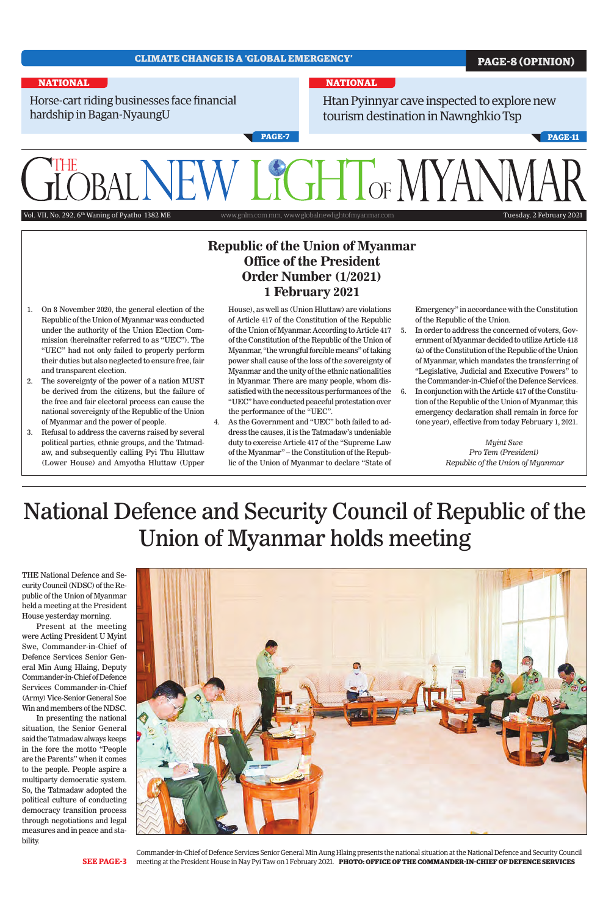CLIMATE CHANGE IS A 'GLOBAL EMERGENCY' **PAGE-8 (OPINION)**

**NATIONAL**

Horse-cart riding businesses face financial hardship in Bagan-NyaungU

**PAGE-7**

**NATIONAL**

Htan Pyinnyar cave inspected to explore new tourism destination in Nawnghkio Tsp

**PAGE-11**

# THE GLOBAL NEW LIGHT OF MYANMAR

Vol. VII, No. 292, 6th Waning of Pyatho 1382 ME | www.gnlm.com.mm, www.globalnewlightofmyanmar.com | Tuesday, 2 February 2021

## Republic of the Union of Myanmar
## Office of the President
## Order Number (1/2021)
## 1 February 2021

1. On 8 November 2020, the general election of the Republic of the Union of Myanmar was conducted under the authority of the Union Election Commission (hereinafter referred to as "UEC"). The "UEC" had not only failed to properly perform their duties but also neglected to ensure free, fair and transparent election.
2. The sovereignty of the power of a nation MUST be derived from the citizens, but the failure of the free and fair electoral process can cause the national sovereignty of the Republic of the Union of Myanmar and the power of people.
3. Refusal to address the caverns raised by several political parties, ethnic groups, and the Tatmadaw, and subsequently calling Pyi Thu Hluttaw (Lower House) and Amyotha Hluttaw (Upper House), as well as (Union Hluttaw) are violations of Article 417 of the Constitution of the Republic of the Union of Myanmar. According to Article 417 of the Constitution of the Republic of the Union of Myanmar, "the wrongful forcible means" of taking power shall cause the loss of the sovereignty of Myanmar and the unity of the ethnic nationalities in Myanmar. There are many people, whom dissatisfied with the necessitous performances of the "UEC" have conducted peaceful protestation over the performance of the "UEC".
4. As the Government and "UEC" both failed to address the causes, it is the Tatmadaw's undeniable duty to exercise Article 417 of the "Supreme Law of the Myanmar" – the Constitution of the Republic of the Union of Myanmar to declare "State of Emergency" in accordance with the Constitution of the Republic of the Union.
5. In order to address the concerned of voters, Government of Myanmar decided to utilize Article 418 (a) of the Constitution of the Republic of the Union of Myanmar, which mandates the transferring of "Legislative, Judicial and Executive Powers" to the Commander-in-Chief of the Defence Services.
6. In conjunction with the Article 417 of the Constitution of the Republic of the Union of Myanmar, this emergency declaration shall remain in force for (one year), effective from today February 1, 2021.

*Myint Swe*
*Pro Tem (President)*
*Republic of the Union of Myanmar*

# National Defence and Security Council of Republic of the Union of Myanmar holds meeting

THE National Defence and Security Council (NDSC) of the Republic of the Union of Myanmar held a meeting at the President House yesterday morning.

Present at the meeting were Acting President U Myint Swe, Commander-in-Chief of Defence Services Senior General Min Aung Hlaing, Deputy Commander-in-Chief of Defence Services Commander-in-Chief (Army) Vice-Senior General Soe Win and members of the NDSC.

In presenting the national situation, the Senior General said the Tatmadaw always keeps in the fore the motto "People are the Parents" when it comes to the people. People aspire a multiparty democratic system. So, the Tatmadaw adopted the political culture of conducting democracy transition process through negotiations and legal measures and in peace and stability.

**SEE PAGE-3**

Commander-in-Chief of Defence Services Senior General Min Aung Hlaing presents the national situation at the National Defence and Security Council meeting at the President House in Nay Pyi Taw on 1 February 2021. **PHOTO: OFFICE OF THE COMMANDER-IN-CHIEF OF DEFENCE SERVICES**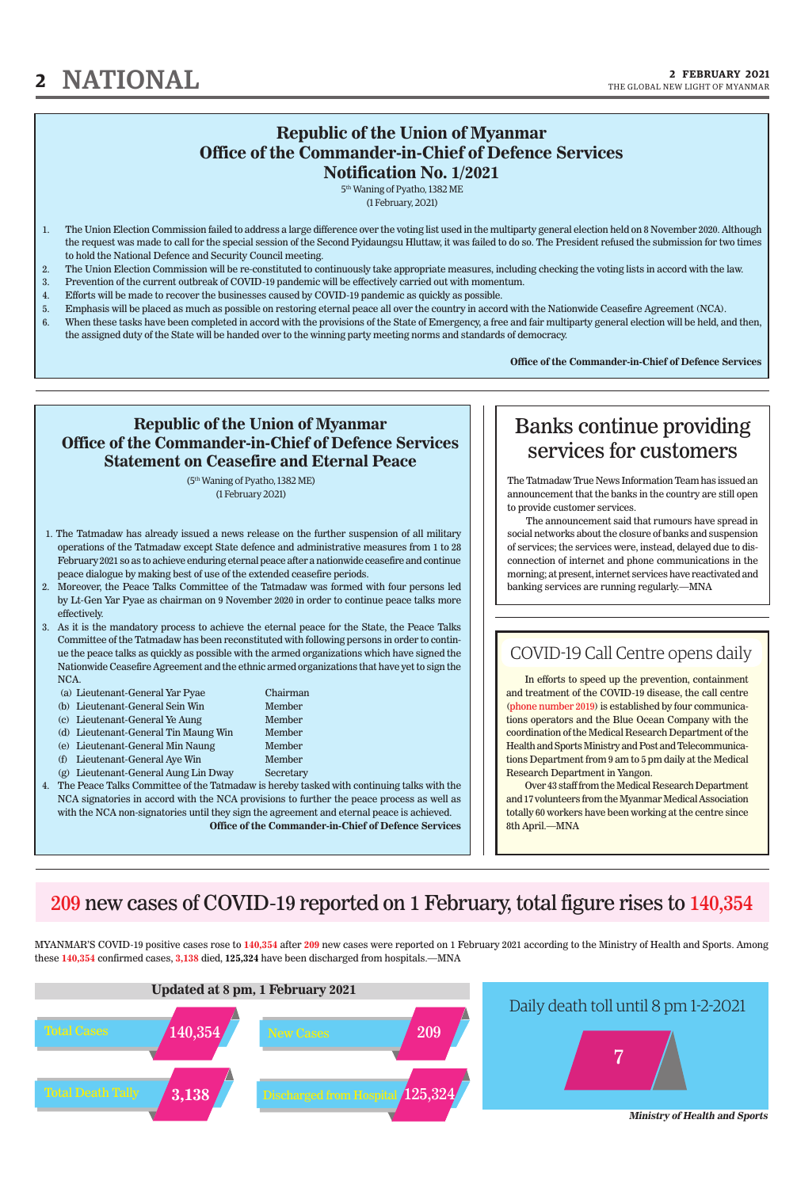## Republic of the Union of Myanmar
## Office of the Commander-in-Chief of Defence Services
## Notification No. 1/2021

5th Waning of Pyatho, 1382 ME

(1 February, 2021)

1. The Union Election Commission failed to address a large difference over the voting list used in the multiparty general election held on 8 November 2020. Although the request was made to call for the special session of the Second Pyidaungsu Hluttaw, it was failed to do so. The President refused the submission for two times to hold the National Defence and Security Council meeting.
2. The Union Election Commission will be re-constituted to continuously take appropriate measures, including checking the voting lists in accord with the law.
3. Prevention of the current outbreak of COVID-19 pandemic will be effectively carried out with momentum.
4. Efforts will be made to recover the businesses caused by COVID-19 pandemic as quickly as possible.
5. Emphasis will be placed as much as possible on restoring eternal peace all over the country in accord with the Nationwide Ceasefire Agreement (NCA).
6. When these tasks have been completed in accord with the provisions of the State of Emergency, a free and fair multiparty general election will be held, and then, the assigned duty of the State will be handed over to the winning party meeting norms and standards of democracy.

**Office of the Commander-in-Chief of Defence Services**

---

## Republic of the Union of Myanmar
## Office of the Commander-in-Chief of Defence Services
## Statement on Ceasefire and Eternal Peace

(5th Waning of Pyatho, 1382 ME)

(1 February 2021)

1. The Tatmadaw has already issued a news release on the further suspension of all military operations of the Tatmadaw except State defence and administrative measures from 1 to 28 February 2021 so as to achieve enduring eternal peace after a nationwide ceasefire and continue peace dialogue by making best of use of the extended ceasefire periods.
2. Moreover, the Peace Talks Committee of the Tatmadaw was formed with four persons led by Lt-Gen Yar Pyae as chairman on 9 November 2020 in order to continue peace talks more effectively.
3. As it is the mandatory process to achieve the eternal peace for the State, the Peace Talks Committee of the Tatmadaw has been reconstituted with following persons in order to continue the peace talks as quickly as possible with the armed organizations which have signed the Nationwide Ceasefire Agreement and the ethnic armed organizations that have yet to sign the NCA.
   - (a) Lieutenant-General Yar Pyae — Chairman
   - (b) Lieutenant-General Sein Win — Member
   - (c) Lieutenant-General Ye Aung — Member
   - (d) Lieutenant-General Tin Maung Win — Member
   - (e) Lieutenant-General Min Naung — Member
   - (f) Lieutenant-General Aye Win — Member
   - (g) Lieutenant-General Aung Lin Dway — Secretary
4. The Peace Talks Committee of the Tatmadaw is hereby tasked with continuing talks with the NCA signatories in accord with the NCA provisions to further the peace process as well as with the NCA non-signatories until they sign the agreement and eternal peace is achieved.

**Office of the Commander-in-Chief of Defence Services**

---

## Banks continue providing services for customers

The Tatmadaw True News Information Team has issued an announcement that the banks in the country are still open to provide customer services.

The announcement said that rumours have spread in social networks about the closure of banks and suspension of services; the services were, instead, delayed due to disconnection of internet and phone communications in the morning; at present, internet services have reactivated and banking services are running regularly.—MNA

---

## COVID-19 Call Centre opens daily

In efforts to speed up the prevention, containment and treatment of the COVID-19 disease, the call centre (phone number 2019) is established by four communications operators and the Blue Ocean Company with the coordination of the Medical Research Department of the Health and Sports Ministry and Post and Telecommunications Department from 9 am to 5 pm daily at the Medical Research Department in Yangon.

Over 43 staff from the Medical Research Department and 17 volunteers from the Myanmar Medical Association totally 60 workers have been working at the centre since 8th April.—MNA

---

## 209 new cases of COVID-19 reported on 1 February, total figure rises to 140,354

MYANMAR'S COVID-19 positive cases rose to 140,354 after 209 new cases were reported on 1 February 2021 according to the Ministry of Health and Sports. Among these 140,354 confirmed cases, 3,138 died, 125,324 have been discharged from hospitals.—MNA

**Updated at 8 pm, 1 February 2021**

| | |
|---|---|
| Total Cases | 140,354 |
| New Cases | 209 |
| Total Death Tally | 3,138 |
| Discharged from Hospital | 125,324 |

Daily death toll until 8 pm 1-2-2021: 7

***Ministry of Health and Sports***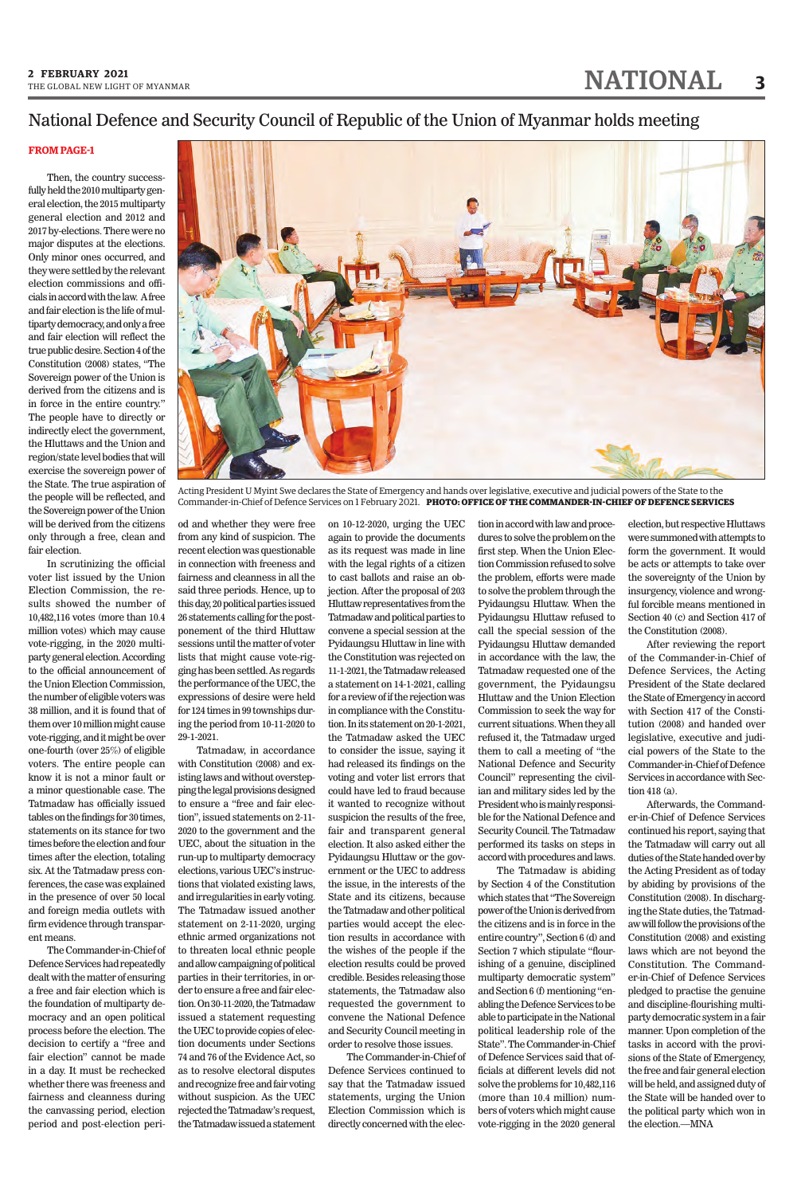# National Defence and Security Council of Republic of the Union of Myanmar holds meeting

**FROM PAGE-1**

Then, the country successfully held the 2010 multiparty general election, the 2015 multiparty general election and 2012 and 2017 by-elections. There were no major disputes at the elections. Only minor ones occurred, and they were settled by the relevant election commissions and officials in accord with the law. A free and fair election is the life of multiparty democracy, and only a free and fair election will reflect the true public desire. Section 4 of the Constitution (2008) states, "The Sovereign power of the Union is derived from the citizens and is in force in the entire country." The people have to directly or indirectly elect the government, the Hluttaws and the Union and region/state level bodies that will exercise the sovereign power of the State. The true aspiration of the people will be reflected, and the Sovereign power of the Union will be derived from the citizens only through a free, clean and fair election.

In scrutinizing the official voter list issued by the Union Election Commission, the results showed the number of 10,482,116 votes (more than 10.4 million votes) which may cause vote-rigging, in the 2020 multiparty general election. According to the official announcement of the Union Election Commission, the number of eligible voters was 38 million, and it is found that of them over 10 million might cause vote-rigging, and it might be over one-fourth (over 25%) of eligible voters. The entire people can know it is not a minor fault or a minor questionable case. The Tatmadaw has officially issued tables on the findings for 30 times, statements on its stance for two times before the election and four times after the election, totaling six. At the Tatmadaw press conferences, the case was explained in the presence of over 50 local and foreign media outlets with firm evidence through transparent means.

The Commander-in-Chief of Defence Services had repeatedly dealt with the matter of ensuring a free and fair election which is the foundation of multiparty democracy and an open political process before the election. The decision to certify a "free and fair election" cannot be made in a day. It must be rechecked whether there was freeness and fairness and cleanness during the canvassing period, election period and post-election period and whether they were free from any kind of suspicion. The recent election was questionable in connection with freeness and fairness and cleanness in all the said three periods. Hence, up to this day, 20 political parties issued 26 statements calling for the postponement of the third Hluttaw sessions until the matter of voter lists that might cause vote-rigging has been settled. As regards the performance of the UEC, the expressions of desire were held for 124 times in 99 townships during the period from 10-11-2020 to 29-1-2021.

Tatmadaw, in accordance with Constitution (2008) and existing laws and without overstepping the legal provisions designed to ensure a "free and fair election", issued statements on 2-11-2020 to the government and the UEC, about the situation in the run-up to multiparty democracy elections, various UEC's instructions that violated existing laws, and irregularities in early voting. The Tatmadaw issued another statement on 2-11-2020, urging ethnic armed organizations not to threaten local ethnic people and allow campaigning of political parties in their territories, in order to ensure a free and fair election. On 30-11-2020, the Tatmadaw issued a statement requesting the UEC to provide copies of election documents under Sections 74 and 76 of the Evidence Act, so as to resolve electoral disputes and recognize free and fair voting without suspicion. As the UEC rejected the Tatmadaw's request, the Tatmadaw issued a statement on 10-12-2020, urging the UEC again to provide the documents as its request was made in line with the legal rights of a citizen to cast ballots and raise an objection. After the proposal of 203 Hluttaw representatives from the Tatmadaw and political parties to convene a special session at the Pyidaungsu Hluttaw in line with the Constitution was rejected on 11-1-2021, the Tatmadaw released a statement on 14-1-2021, calling for a review of if the rejection was in compliance with the Constitution. In its statement on 20-1-2021, the Tatmadaw asked the UEC to consider the issue, saying it had released its findings on the voting and voter list errors that could have led to fraud because it wanted to recognize without suspicion the results of the free, fair and transparent general election. It also asked either the Pyidaungsu Hluttaw or the government or the UEC to address the issue, in the interests of the State and its citizens, because the Tatmadaw and other political parties would accept the election results in accordance with the wishes of the people if the election results could be proved credible. Besides releasing those statements, the Tatmadaw also requested the government to convene the National Defence and Security Council meeting in order to resolve those issues.

The Commander-in-Chief of Defence Services continued to say that the Tatmadaw issued statements, urging the Union Election Commission which is directly concerned with the election in accord with law and procedures to solve the problem on the first step. When the Union Election Commission refused to solve the problem, efforts were made to solve the problem through the Pyidaungsu Hluttaw. When the Pyidaungsu Hluttaw refused to call the special session of the Pyidaungsu Hluttaw demanded in accordance with the law, the Tatmadaw requested one of the government, the Pyidaungsu Hluttaw and the Union Election Commission to seek the way for current situations. When they all refused it, the Tatmadaw urged them to call a meeting of "the National Defence and Security Council" representing the civilian and military sides led by the President who is mainly responsible for the National Defence and Security Council. The Tatmadaw performed its tasks on steps in accord with procedures and laws.

The Tatmadaw is abiding by Section 4 of the Constitution which states that "The Sovereign power of the Union is derived from the citizens and is in force in the entire country", Section 6 (d) and Section 7 which stipulate "flourishing of a genuine, disciplined multiparty democratic system" and Section 6 (f) mentioning "enabling the Defence Services to be able to participate in the National political leadership role of the State". The Commander-in-Chief of Defence Services said that officials at different levels did not solve the problems for 10,482,116 (more than 10.4 million) numbers of voters which might cause vote-rigging in the 2020 general election, but respective Hluttaws were summoned with attempts to form the government. It would be acts or attempts to take over the sovereignty of the Union by insurgency, violence and wrongful forcible means mentioned in Section 40 (c) and Section 417 of the Constitution (2008).

After reviewing the report of the Commander-in-Chief of Defence Services, the Acting President of the State declared the State of Emergency in accord with Section 417 of the Constitution (2008) and handed over legislative, executive and judicial powers of the State to the Commander-in-Chief of Defence Services in accordance with Section 418 (a).

Afterwards, the Commander-in-Chief of Defence Services continued his report, saying that the Tatmadaw will carry out all duties of the State handed over by the Acting President as of today by abiding by provisions of the Constitution (2008). In discharging the State duties, the Tatmadaw will follow the provisions of the Constitution (2008) and existing laws which are not beyond the Constitution. The Commander-in-Chief of Defence Services pledged to practise the genuine and discipline-flourishing multiparty democratic system in a fair manner. Upon completion of the tasks in accord with the provisions of the State of Emergency, the free and fair general election will be held, and assigned duty of the State will be handed over to the political party which won in the election.—MNA

Acting President U Myint Swe declares the State of Emergency and hands over legislative, executive and judicial powers of the State to the Commander-in-Chief of Defence Services on 1 February 2021. **PHOTO: OFFICE OF THE COMMANDER-IN-CHIEF OF DEFENCE SERVICES**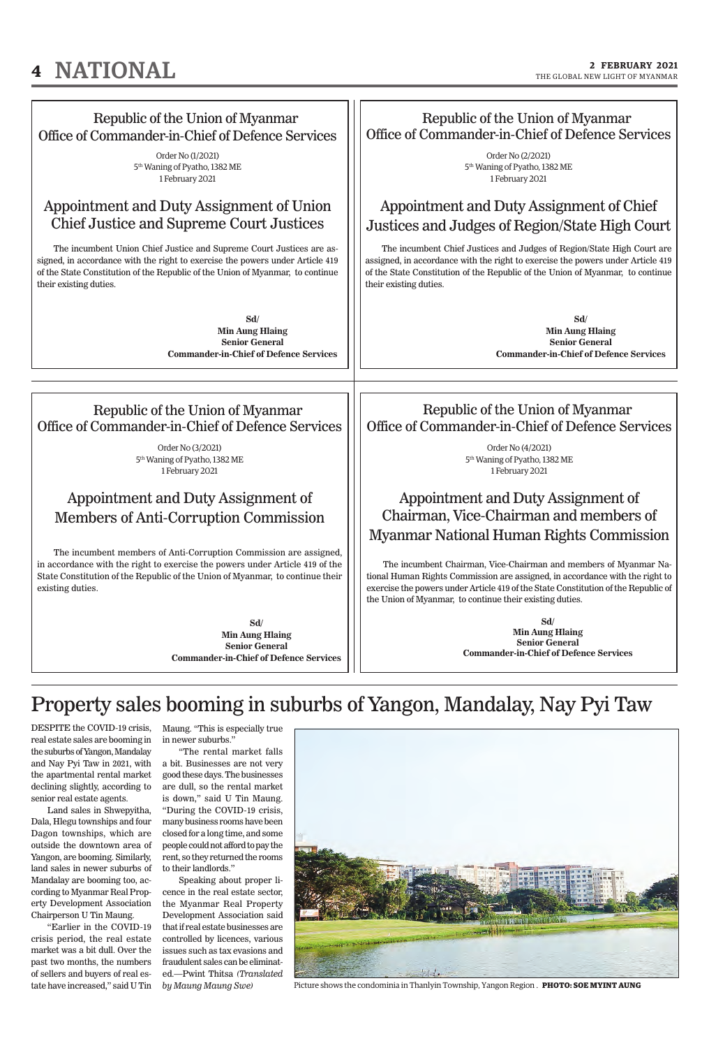## Republic of the Union of Myanmar
## Office of Commander-in-Chief of Defence Services

Order No (1/2021)
5th Waning of Pyatho, 1382 ME
1 February 2021

### Appointment and Duty Assignment of Union Chief Justice and Supreme Court Justices

The incumbent Union Chief Justice and Supreme Court Justices are assigned, in accordance with the right to exercise the powers under Article 419 of the State Constitution of the Republic of the Union of Myanmar, to continue their existing duties.

**Sd/**
**Min Aung Hlaing**
**Senior General**
**Commander-in-Chief of Defence Services**

## Republic of the Union of Myanmar
## Office of Commander-in-Chief of Defence Services

Order No (2/2021)
5th Waning of Pyatho, 1382 ME
1 February 2021

### Appointment and Duty Assignment of Chief Justices and Judges of Region/State High Court

The incumbent Chief Justices and Judges of Region/State High Court are assigned, in accordance with the right to exercise the powers under Article 419 of the State Constitution of the Republic of the Union of Myanmar, to continue their existing duties.

**Sd/**
**Min Aung Hlaing**
**Senior General**
**Commander-in-Chief of Defence Services**

## Republic of the Union of Myanmar
## Office of Commander-in-Chief of Defence Services

Order No (3/2021)
5th Waning of Pyatho, 1382 ME
1 February 2021

### Appointment and Duty Assignment of Members of Anti-Corruption Commission

The incumbent members of Anti-Corruption Commission are assigned, in accordance with the right to exercise the powers under Article 419 of the State Constitution of the Republic of the Union of Myanmar, to continue their existing duties.

**Sd/**
**Min Aung Hlaing**
**Senior General**
**Commander-in-Chief of Defence Services**

## Republic of the Union of Myanmar
## Office of Commander-in-Chief of Defence Services

Order No (4/2021)
5th Waning of Pyatho, 1382 ME
1 February 2021

### Appointment and Duty Assignment of Chairman, Vice-Chairman and members of Myanmar National Human Rights Commission

The incumbent Chairman, Vice-Chairman and members of Myanmar National Human Rights Commission are assigned, in accordance with the right to exercise the powers under Article 419 of the State Constitution of the Republic of the Union of Myanmar, to continue their existing duties.

**Sd/**
**Min Aung Hlaing**
**Senior General**
**Commander-in-Chief of Defence Services**

# Property sales booming in suburbs of Yangon, Mandalay, Nay Pyi Taw

DESPITE the COVID-19 crisis, real estate sales are booming in the suburbs of Yangon, Mandalay and Nay Pyi Taw in 2021, with the apartmental rental market declining slightly, according to senior real estate agents.

Land sales in Shwepyitha, Dala, Hlegu townships and four Dagon townships, which are outside the downtown area of Yangon, are booming. Similarly, land sales in newer suburbs of Mandalay are booming too, according to Myanmar Real Property Development Association Chairperson U Tin Maung.

"Earlier in the COVID-19 crisis period, the real estate market was a bit dull. Over the past two months, the numbers of sellers and buyers of real estate have increased," said U Tin Maung. "This is especially true in newer suburbs."

"The rental market falls a bit. Businesses are not very good these days. The businesses are dull, so the rental market is down," said U Tin Maung. "During the COVID-19 crisis, many business rooms have been closed for a long time, and some people could not afford to pay the rent, so they returned the rooms to their landlords."

Speaking about proper licence in the real estate sector, the Myanmar Real Property Development Association said that if real estate businesses are controlled by licences, various issues such as tax evasions and fraudulent sales can be eliminated.—Pwint Thitsa *(Translated by Maung Maung Swe)*

Picture shows the condominia in Thanlyin Township, Yangon Region . **PHOTO: SOE MYINT AUNG**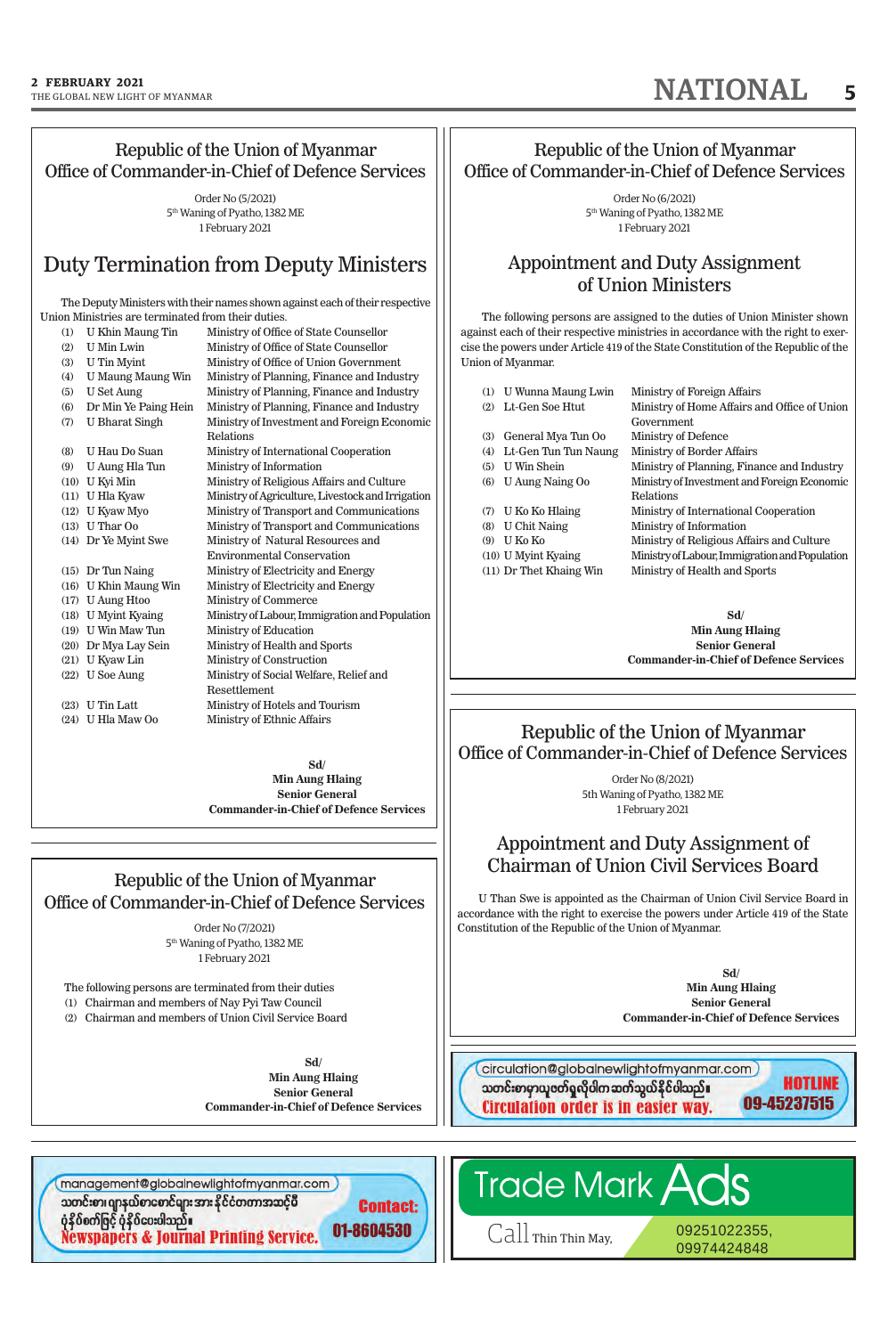## Republic of the Union of Myanmar
## Office of Commander-in-Chief of Defence Services

Order No (5/2021)
5th Waning of Pyatho, 1382 ME
1 February 2021

# Duty Termination from Deputy Ministers

The Deputy Ministers with their names shown against each of their respective Union Ministries are terminated from their duties.

| | | |
|---|---|---|
| (1) | U Khin Maung Tin | Ministry of Office of State Counsellor |
| (2) | U Min Lwin | Ministry of Office of State Counsellor |
| (3) | U Tin Myint | Ministry of Office of Union Government |
| (4) | U Maung Maung Win | Ministry of Planning, Finance and Industry |
| (5) | U Set Aung | Ministry of Planning, Finance and Industry |
| (6) | Dr Min Ye Paing Hein | Ministry of Planning, Finance and Industry |
| (7) | U Bharat Singh | Ministry of Investment and Foreign Economic Relations |
| (8) | U Hau Do Suan | Ministry of International Cooperation |
| (9) | U Aung Hla Tun | Ministry of Information |
| (10) | U Kyi Min | Ministry of Religious Affairs and Culture |
| (11) | U Hla Kyaw | Ministry of Agriculture, Livestock and Irrigation |
| (12) | U Kyaw Myo | Ministry of Transport and Communications |
| (13) | U Thar Oo | Ministry of Transport and Communications |
| (14) | Dr Ye Myint Swe | Ministry of Natural Resources and Environmental Conservation |
| (15) | Dr Tun Naing | Ministry of Electricity and Energy |
| (16) | U Khin Maung Win | Ministry of Electricity and Energy |
| (17) | U Aung Htoo | Ministry of Commerce |
| (18) | U Myint Kyaing | Ministry of Labour, Immigration and Population |
| (19) | U Win Maw Tun | Ministry of Education |
| (20) | Dr Mya Lay Sein | Ministry of Health and Sports |
| (21) | U Kyaw Lin | Ministry of Construction |
| (22) | U Soe Aung | Ministry of Social Welfare, Relief and Resettlement |
| (23) | U Tin Latt | Ministry of Hotels and Tourism |
| (24) | U Hla Maw Oo | Ministry of Ethnic Affairs |

**Sd/**
**Min Aung Hlaing**
**Senior General**
**Commander-in-Chief of Defence Services**

## Republic of the Union of Myanmar
## Office of Commander-in-Chief of Defence Services

Order No (7/2021)
5th Waning of Pyatho, 1382 ME
1 February 2021

The following persons are terminated from their duties
(1) Chairman and members of Nay Pyi Taw Council
(2) Chairman and members of Union Civil Service Board

**Sd/**
**Min Aung Hlaing**
**Senior General**
**Commander-in-Chief of Defence Services**

## Republic of the Union of Myanmar
## Office of Commander-in-Chief of Defence Services

Order No (6/2021)
5th Waning of Pyatho, 1382 ME
1 February 2021

# Appointment and Duty Assignment of Union Ministers

The following persons are assigned to the duties of Union Minister shown against each of their respective ministries in accordance with the right to exercise the powers under Article 419 of the State Constitution of the Republic of the Union of Myanmar.

| | | |
|---|---|---|
| (1) | U Wunna Maung Lwin | Ministry of Foreign Affairs |
| (2) | Lt-Gen Soe Htut | Ministry of Home Affairs and Office of Union Government |
| (3) | General Mya Tun Oo | Ministry of Defence |
| (4) | Lt-Gen Tun Tun Naung | Ministry of Border Affairs |
| (5) | U Win Shein | Ministry of Planning, Finance and Industry |
| (6) | U Aung Naing Oo | Ministry of Investment and Foreign Economic Relations |
| (7) | U Ko Ko Hlaing | Ministry of International Cooperation |
| (8) | U Chit Naing | Ministry of Information |
| (9) | U Ko Ko | Ministry of Religious Affairs and Culture |
| (10) | U Myint Kyaing | Ministry of Labour, Immigration and Population |
| (11) | Dr Thet Khaing Win | Ministry of Health and Sports |

**Sd/**
**Min Aung Hlaing**
**Senior General**
**Commander-in-Chief of Defence Services**

## Republic of the Union of Myanmar
## Office of Commander-in-Chief of Defence Services

Order No (8/2021)
5th Waning of Pyatho, 1382 ME
1 February 2021

# Appointment and Duty Assignment of Chairman of Union Civil Services Board

U Than Swe is appointed as the Chairman of Union Civil Service Board in accordance with the right to exercise the powers under Article 419 of the State Constitution of the Republic of the Union of Myanmar.

**Sd/**
**Min Aung Hlaing**
**Senior General**
**Commander-in-Chief of Defence Services**

circulation@globalnewlightofmyanmar.com
သတင်းစာမှာယူဖတ်ရှုလိုပါက ဆက်သွယ်နိုင်ပါသည်။
Circulation order is in easier way.
HOTLINE 09-45237515

management@globalnewlightofmyanmar.com
သတင်းစာ၊ ဂျာနယ်စာစောင်များအား နိုင်ငံတကာအဆင့်မီ ပုံနှိပ်စက်ဖြင့် ပုံနှိပ်ပေးပါသည်။
Newspapers & Journal Printing Service.
Contact: 01-8604530

Trade Mark Ads
Call Thin Thin May, 09251022355, 09974424848